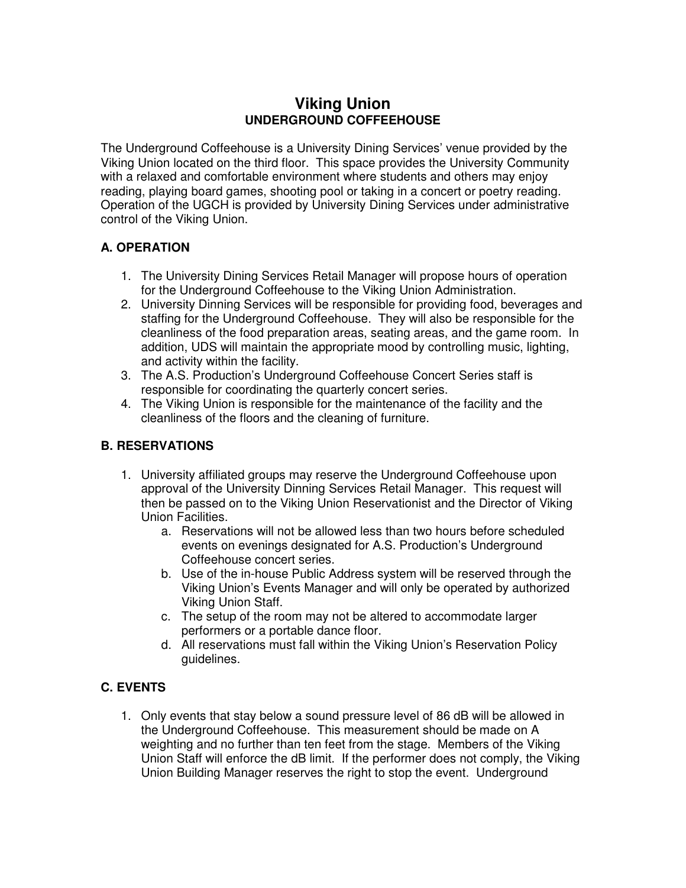# Viking Union
## UNDERGROUND COFFEEHOUSE

The Underground Coffeehouse is a University Dining Services' venue provided by the Viking Union located on the third floor. This space provides the University Community with a relaxed and comfortable environment where students and others may enjoy reading, playing board games, shooting pool or taking in a concert or poetry reading. Operation of the UGCH is provided by University Dining Services under administrative control of the Viking Union.

### A. OPERATION

1. The University Dining Services Retail Manager will propose hours of operation for the Underground Coffeehouse to the Viking Union Administration.
2. University Dinning Services will be responsible for providing food, beverages and staffing for the Underground Coffeehouse. They will also be responsible for the cleanliness of the food preparation areas, seating areas, and the game room. In addition, UDS will maintain the appropriate mood by controlling music, lighting, and activity within the facility.
3. The A.S. Production's Underground Coffeehouse Concert Series staff is responsible for coordinating the quarterly concert series.
4. The Viking Union is responsible for the maintenance of the facility and the cleanliness of the floors and the cleaning of furniture.

### B. RESERVATIONS

1. University affiliated groups may reserve the Underground Coffeehouse upon approval of the University Dinning Services Retail Manager. This request will then be passed on to the Viking Union Reservationist and the Director of Viking Union Facilities.
    a. Reservations will not be allowed less than two hours before scheduled events on evenings designated for A.S. Production's Underground Coffeehouse concert series.
    b. Use of the in-house Public Address system will be reserved through the Viking Union's Events Manager and will only be operated by authorized Viking Union Staff.
    c. The setup of the room may not be altered to accommodate larger performers or a portable dance floor.
    d. All reservations must fall within the Viking Union's Reservation Policy guidelines.

### C. EVENTS

1. Only events that stay below a sound pressure level of 86 dB will be allowed in the Underground Coffeehouse. This measurement should be made on A weighting and no further than ten feet from the stage. Members of the Viking Union Staff will enforce the dB limit. If the performer does not comply, the Viking Union Building Manager reserves the right to stop the event. Underground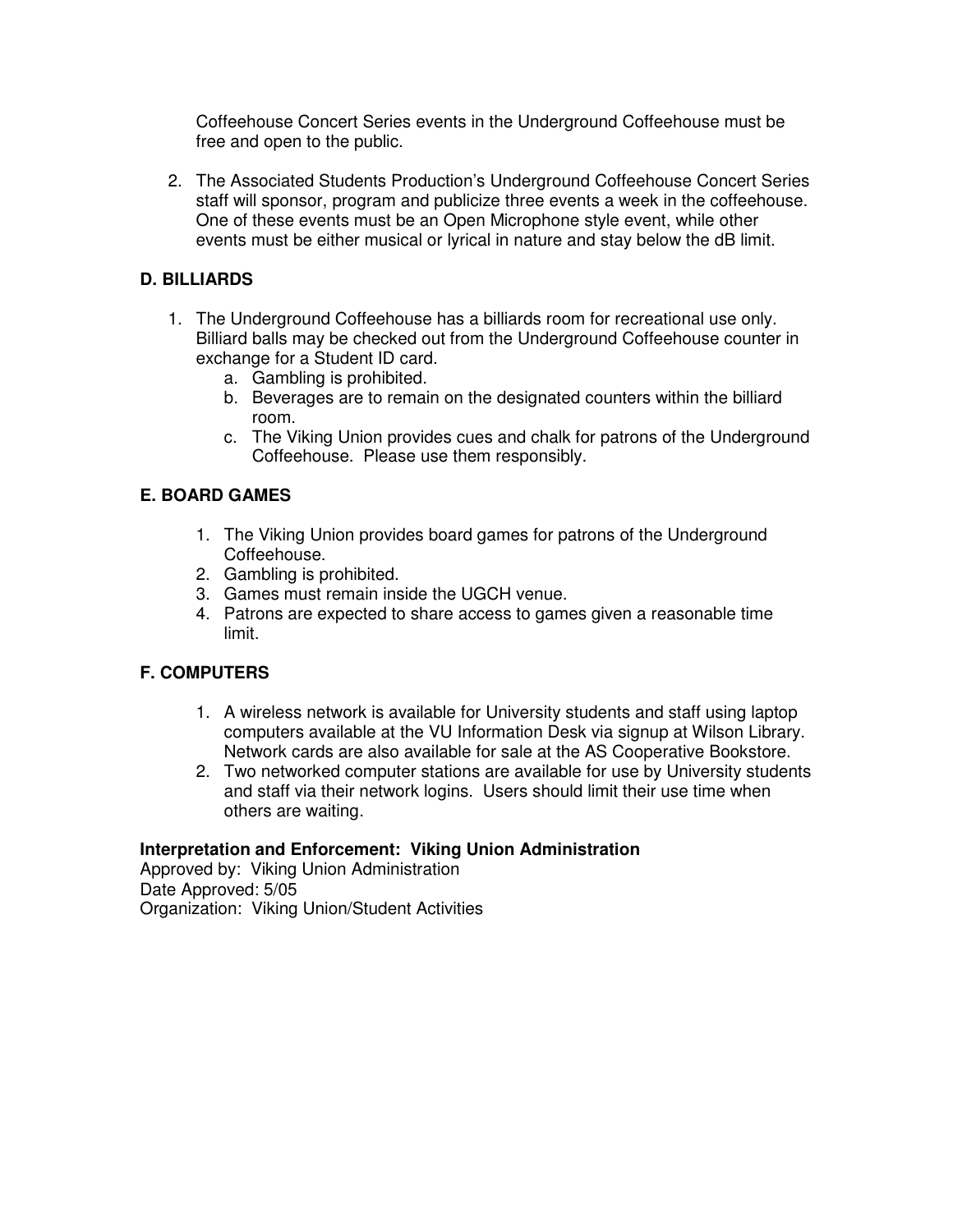Coffeehouse Concert Series events in the Underground Coffeehouse must be free and open to the public.

2. The Associated Students Production's Underground Coffeehouse Concert Series staff will sponsor, program and publicize three events a week in the coffeehouse. One of these events must be an Open Microphone style event, while other events must be either musical or lyrical in nature and stay below the dB limit.

**D. BILLIARDS**

1. The Underground Coffeehouse has a billiards room for recreational use only. Billiard balls may be checked out from the Underground Coffeehouse counter in exchange for a Student ID card.
   a. Gambling is prohibited.
   b. Beverages are to remain on the designated counters within the billiard room.
   c. The Viking Union provides cues and chalk for patrons of the Underground Coffeehouse. Please use them responsibly.

**E. BOARD GAMES**

1. The Viking Union provides board games for patrons of the Underground Coffeehouse.
2. Gambling is prohibited.
3. Games must remain inside the UGCH venue.
4. Patrons are expected to share access to games given a reasonable time limit.

**F. COMPUTERS**

1. A wireless network is available for University students and staff using laptop computers available at the VU Information Desk via signup at Wilson Library. Network cards are also available for sale at the AS Cooperative Bookstore.
2. Two networked computer stations are available for use by University students and staff via their network logins. Users should limit their use time when others are waiting.

**Interpretation and Enforcement: Viking Union Administration**
Approved by: Viking Union Administration
Date Approved: 5/05
Organization: Viking Union/Student Activities